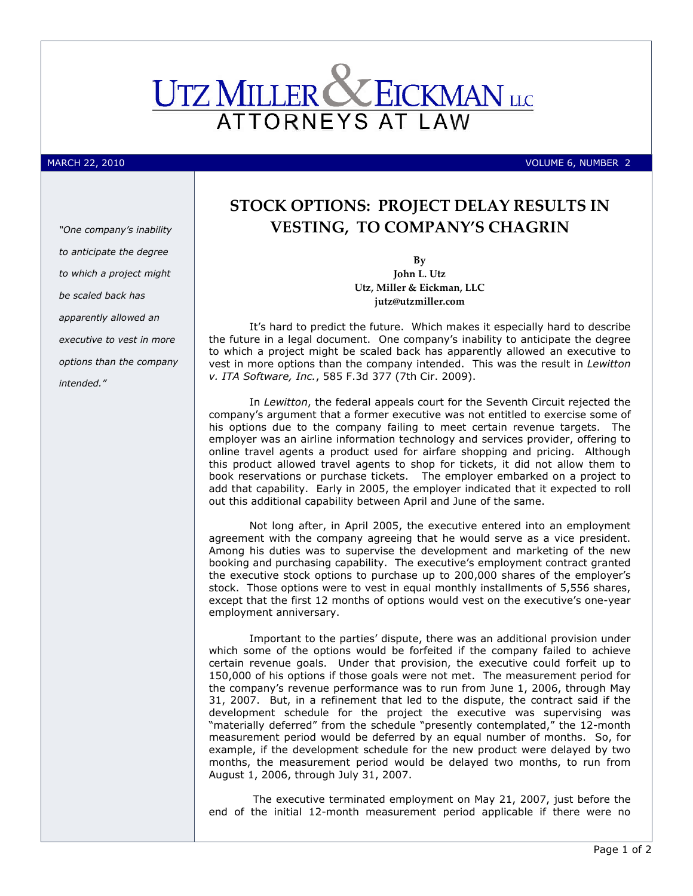# UTZ MILLER & EICKMAN LLC

ATTORNEYS AT LAW

MARCH 22, 2010 VOLUME 6, NUMBER 2

*"One company's inability to anticipate the degree to which a project might be scaled back has apparently allowed an executive to vest in more options than the company intended."*

## STOCK OPTIONS: PROJECT DELAY RESULTS IN VESTING, TO COMPANY'S CHAGRIN

**By**
**John L. Utz**
**Utz, Miller & Eickman, LLC**
**jutz@utzmiller.com**

It's hard to predict the future. Which makes it especially hard to describe the future in a legal document. One company's inability to anticipate the degree to which a project might be scaled back has apparently allowed an executive to vest in more options than the company intended. This was the result in *Lewitton v. ITA Software, Inc.*, 585 F.3d 377 (7th Cir. 2009).

In *Lewitton*, the federal appeals court for the Seventh Circuit rejected the company's argument that a former executive was not entitled to exercise some of his options due to the company failing to meet certain revenue targets. The employer was an airline information technology and services provider, offering to online travel agents a product used for airfare shopping and pricing. Although this product allowed travel agents to shop for tickets, it did not allow them to book reservations or purchase tickets. The employer embarked on a project to add that capability. Early in 2005, the employer indicated that it expected to roll out this additional capability between April and June of the same.

Not long after, in April 2005, the executive entered into an employment agreement with the company agreeing that he would serve as a vice president. Among his duties was to supervise the development and marketing of the new booking and purchasing capability. The executive's employment contract granted the executive stock options to purchase up to 200,000 shares of the employer's stock. Those options were to vest in equal monthly installments of 5,556 shares, except that the first 12 months of options would vest on the executive's one-year employment anniversary.

Important to the parties' dispute, there was an additional provision under which some of the options would be forfeited if the company failed to achieve certain revenue goals. Under that provision, the executive could forfeit up to 150,000 of his options if those goals were not met. The measurement period for the company's revenue performance was to run from June 1, 2006, through May 31, 2007. But, in a refinement that led to the dispute, the contract said if the development schedule for the project the executive was supervising was "materially deferred" from the schedule "presently contemplated," the 12-month measurement period would be deferred by an equal number of months. So, for example, if the development schedule for the new product were delayed by two months, the measurement period would be delayed two months, to run from August 1, 2006, through July 31, 2007.

The executive terminated employment on May 21, 2007, just before the end of the initial 12-month measurement period applicable if there were no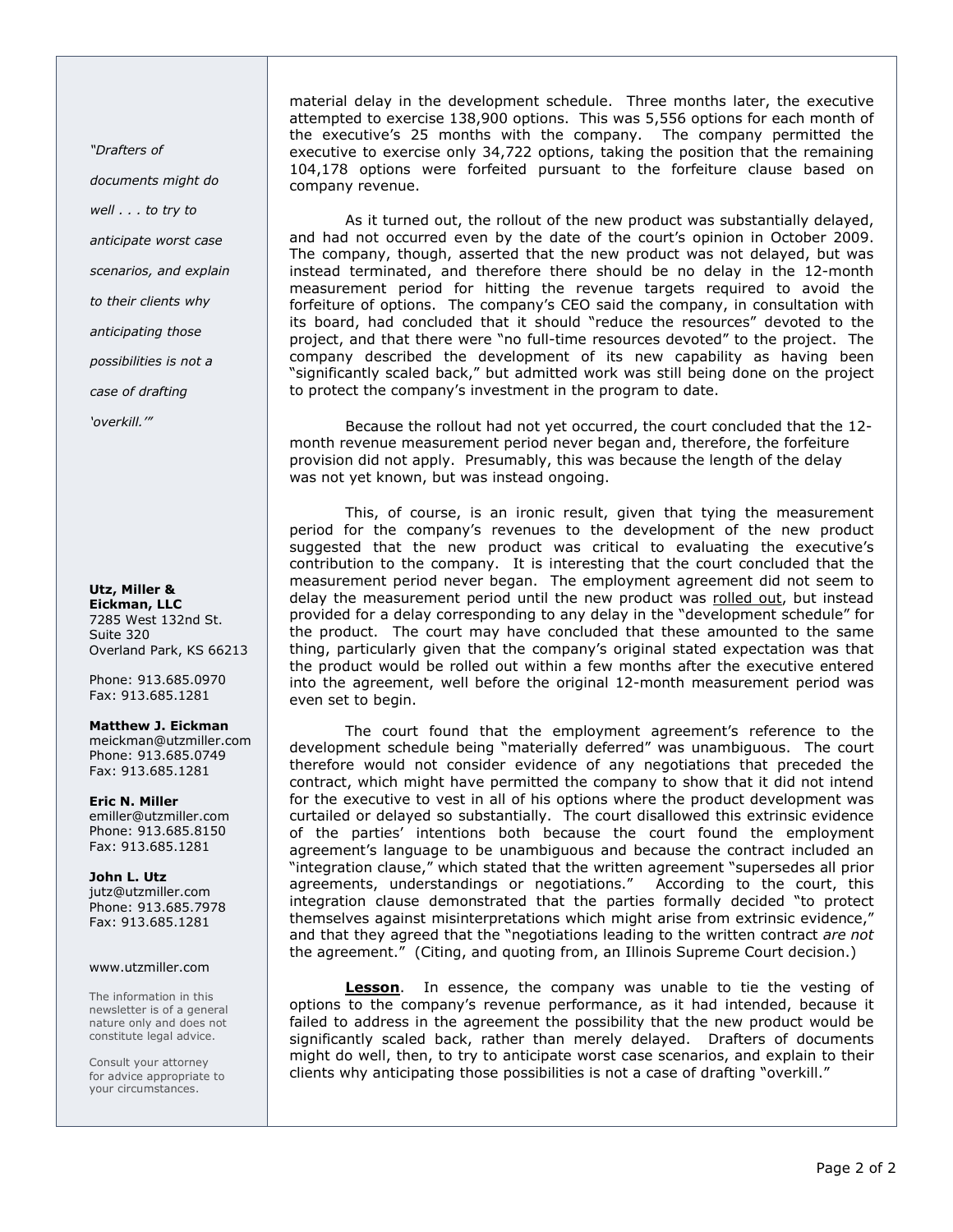material delay in the development schedule. Three months later, the executive attempted to exercise 138,900 options. This was 5,556 options for each month of the executive's 25 months with the company. The company permitted the executive to exercise only 34,722 options, taking the position that the remaining 104,178 options were forfeited pursuant to the forfeiture clause based on company revenue.

As it turned out, the rollout of the new product was substantially delayed, and had not occurred even by the date of the court's opinion in October 2009. The company, though, asserted that the new product was not delayed, but was instead terminated, and therefore there should be no delay in the 12-month measurement period for hitting the revenue targets required to avoid the forfeiture of options. The company's CEO said the company, in consultation with its board, had concluded that it should "reduce the resources" devoted to the project, and that there were "no full-time resources devoted" to the project. The company described the development of its new capability as having been "significantly scaled back," but admitted work was still being done on the project to protect the company's investment in the program to date.

Because the rollout had not yet occurred, the court concluded that the 12-month revenue measurement period never began and, therefore, the forfeiture provision did not apply. Presumably, this was because the length of the delay was not yet known, but was instead ongoing.

This, of course, is an ironic result, given that tying the measurement period for the company's revenues to the development of the new product suggested that the new product was critical to evaluating the executive's contribution to the company. It is interesting that the court concluded that the measurement period never began. The employment agreement did not seem to delay the measurement period until the new product was rolled out, but instead provided for a delay corresponding to any delay in the "development schedule" for the product. The court may have concluded that these amounted to the same thing, particularly given that the company's original stated expectation was that the product would be rolled out within a few months after the executive entered into the agreement, well before the original 12-month measurement period was even set to begin.

The court found that the employment agreement's reference to the development schedule being "materially deferred" was unambiguous. The court therefore would not consider evidence of any negotiations that preceded the contract, which might have permitted the company to show that it did not intend for the executive to vest in all of his options where the product development was curtailed or delayed so substantially. The court disallowed this extrinsic evidence of the parties' intentions both because the court found the employment agreement's language to be unambiguous and because the contract included an "integration clause," which stated that the written agreement "supersedes all prior agreements, understandings or negotiations." According to the court, this integration clause demonstrated that the parties formally decided "to protect themselves against misinterpretations which might arise from extrinsic evidence," and that they agreed that the "negotiations leading to the written contract *are not* the agreement." (Citing, and quoting from, an Illinois Supreme Court decision.)

**Lesson**. In essence, the company was unable to tie the vesting of options to the company's revenue performance, as it had intended, because it failed to address in the agreement the possibility that the new product would be significantly scaled back, rather than merely delayed. Drafters of documents might do well, then, to try to anticipate worst case scenarios, and explain to their clients why anticipating those possibilities is not a case of drafting "overkill."

*"Drafters of documents might do well . . . to try to anticipate worst case scenarios, and explain to their clients why anticipating those possibilities is not a case of drafting 'overkill.'"*

**Utz, Miller & Eickman, LLC**
7285 West 132nd St.
Suite 320
Overland Park, KS 66213

Phone: 913.685.0970
Fax: 913.685.1281

**Matthew J. Eickman**
meickman@utzmiller.com
Phone: 913.685.0749
Fax: 913.685.1281

**Eric N. Miller**
emiller@utzmiller.com
Phone: 913.685.8150
Fax: 913.685.1281

**John L. Utz**
jutz@utzmiller.com
Phone: 913.685.7978
Fax: 913.685.1281

www.utzmiller.com

The information in this newsletter is of a general nature only and does not constitute legal advice.

Consult your attorney for advice appropriate to your circumstances.